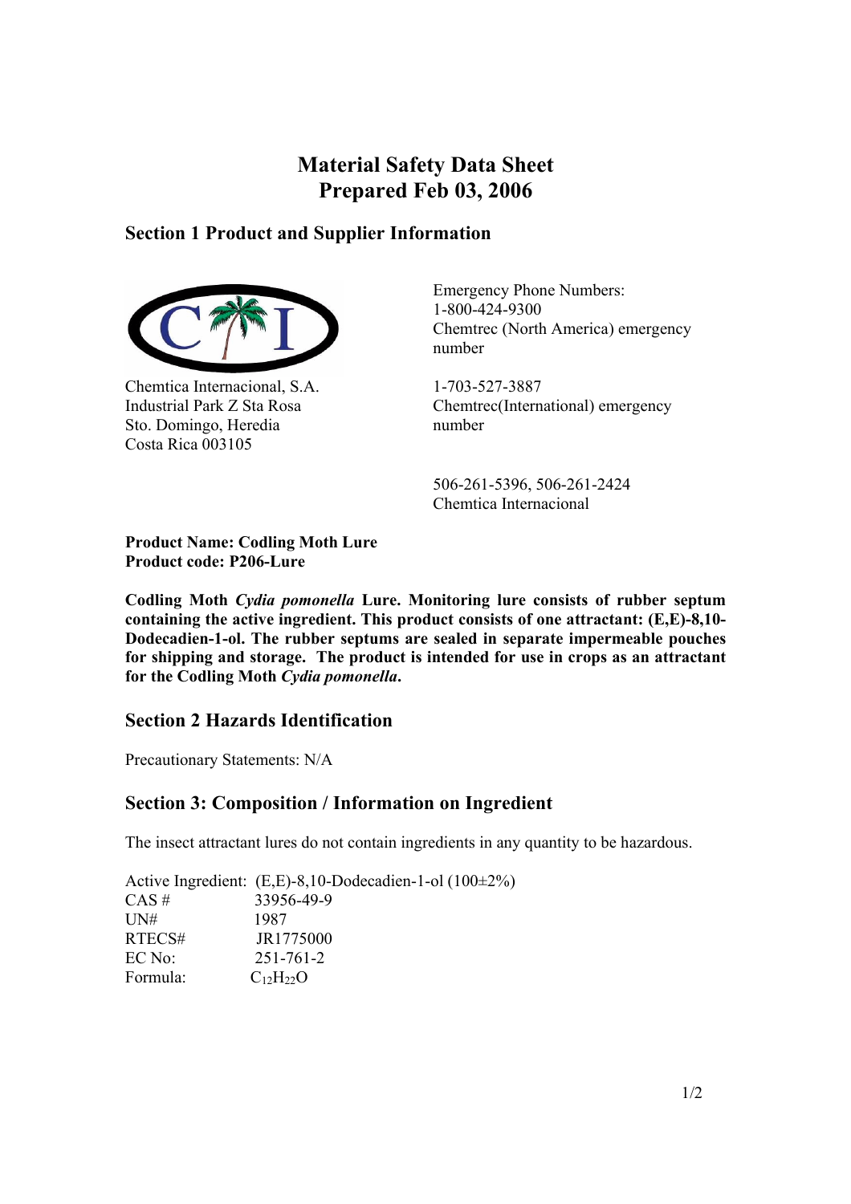# Material Safety Data Sheet
# Prepared Feb 03, 2006

## Section 1 Product and Supplier Information

Chemtica Internacional, S.A.
Industrial Park Z Sta Rosa
Sto. Domingo, Heredia
Costa Rica 003105

Emergency Phone Numbers:
1-800-424-9300
Chemtrec (North America) emergency number

1-703-527-3887
Chemtrec(International) emergency number

506-261-5396, 506-261-2424
Chemtica Internacional

**Product Name: Codling Moth Lure**
**Product code: P206-Lure**

**Codling Moth *Cydia pomonella* Lure. Monitoring lure consists of rubber septum containing the active ingredient. This product consists of one attractant: (E,E)-8,10-Dodecadien-1-ol. The rubber septums are sealed in separate impermeable pouches for shipping and storage. The product is intended for use in crops as an attractant for the Codling Moth *Cydia pomonella*.**

## Section 2 Hazards Identification

Precautionary Statements: N/A

## Section 3: Composition / Information on Ingredient

The insect attractant lures do not contain ingredients in any quantity to be hazardous.

Active Ingredient: (E,E)-8,10-Dodecadien-1-ol (100±2%)
CAS # 33956-49-9
UN# 1987
RTECS# JR1775000
EC No: 251-761-2
Formula: $C_{12}H_{22}O$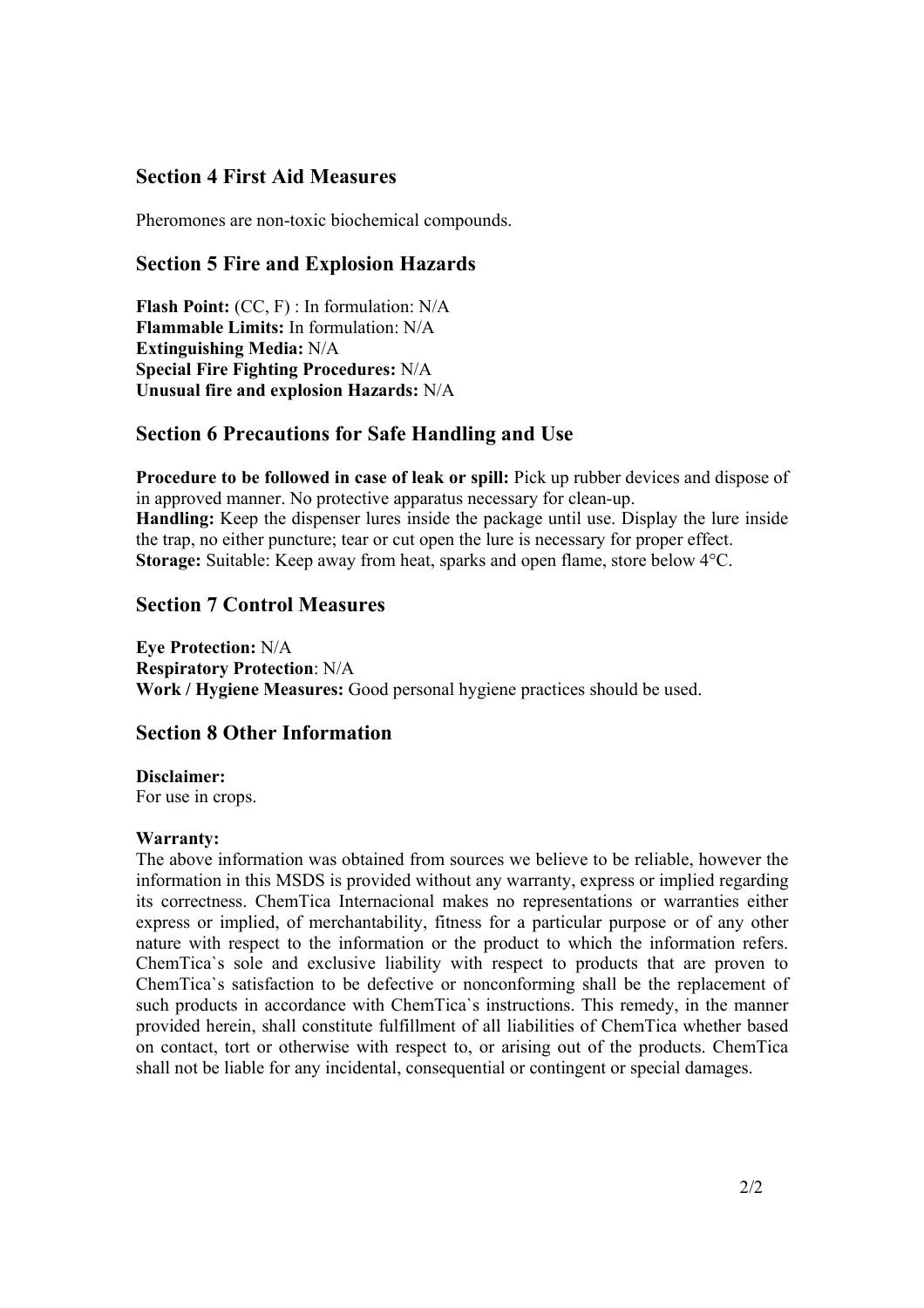## Section 4 First Aid Measures

Pheromones are non-toxic biochemical compounds.

## Section 5 Fire and Explosion Hazards

**Flash Point:** (CC, F) : In formulation: N/A
**Flammable Limits:** In formulation: N/A
**Extinguishing Media:** N/A
**Special Fire Fighting Procedures:** N/A
**Unusual fire and explosion Hazards:** N/A

## Section 6 Precautions for Safe Handling and Use

**Procedure to be followed in case of leak or spill:** Pick up rubber devices and dispose of in approved manner. No protective apparatus necessary for clean-up.
**Handling:** Keep the dispenser lures inside the package until use. Display the lure inside the trap, no either puncture; tear or cut open the lure is necessary for proper effect.
**Storage:** Suitable: Keep away from heat, sparks and open flame, store below 4°C.

## Section 7 Control Measures

**Eye Protection:** N/A
**Respiratory Protection**: N/A
**Work / Hygiene Measures:** Good personal hygiene practices should be used.

## Section 8 Other Information

**Disclaimer:**
For use in crops.

**Warranty:**
The above information was obtained from sources we believe to be reliable, however the information in this MSDS is provided without any warranty, express or implied regarding its correctness. ChemTica Internacional makes no representations or warranties either express or implied, of merchantability, fitness for a particular purpose or of any other nature with respect to the information or the product to which the information refers. ChemTica`s sole and exclusive liability with respect to products that are proven to ChemTica`s satisfaction to be defective or nonconforming shall be the replacement of such products in accordance with ChemTica`s instructions. This remedy, in the manner provided herein, shall constitute fulfillment of all liabilities of ChemTica whether based on contact, tort or otherwise with respect to, or arising out of the products. ChemTica shall not be liable for any incidental, consequential or contingent or special damages.